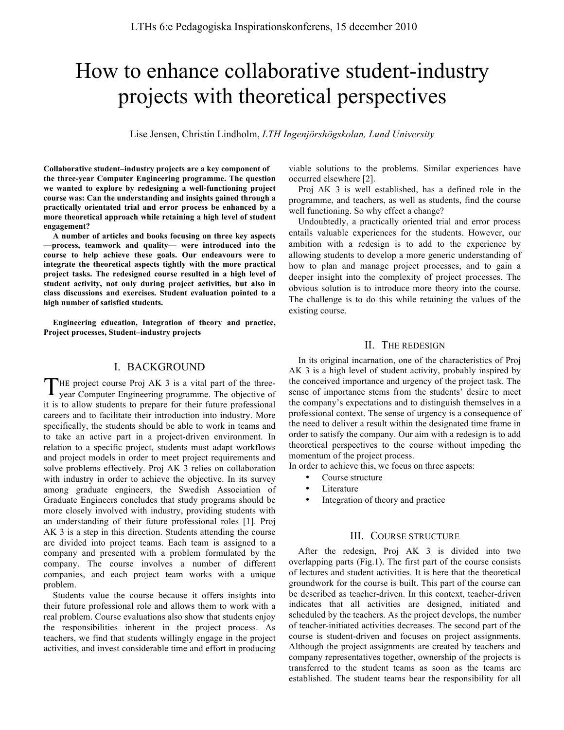# How to enhance collaborative student-industry projects with theoretical perspectives

Lise Jensen, Christin Lindholm, *LTH Ingenjörshögskolan, Lund University*

**Collaborative student–industry projects are a key component of the three-year Computer Engineering programme. The question we wanted to explore by redesigning a well-functioning project course was: Can the understanding and insights gained through a practically orientated trial and error process be enhanced by a more theoretical approach while retaining a high level of student engagement?**

**A number of articles and books focusing on three key aspects —process, teamwork and quality— were introduced into the course to help achieve these goals. Our endeavours were to integrate the theoretical aspects tightly with the more practical project tasks. The redesigned course resulted in a high level of student activity, not only during project activities, but also in class discussions and exercises. Student evaluation pointed to a high number of satisfied students.**

**Engineering education, Integration of theory and practice, Project processes, Student–industry projects**

## I. BACKGROUND

THE project course Proj AK 3 is a vital part of the three-year Computer Engineering programme. The objective of it is to allow students to prepare for their future professional careers and to facilitate their introduction into industry. More specifically, the students should be able to work in teams and to take an active part in a project-driven environment. In relation to a specific project, students must adapt workflows and project models in order to meet project requirements and solve problems effectively. Proj AK 3 relies on collaboration with industry in order to achieve the objective. In its survey among graduate engineers, the Swedish Association of Graduate Engineers concludes that study programs should be more closely involved with industry, providing students with an understanding of their future professional roles [1]. Proj AK 3 is a step in this direction. Students attending the course are divided into project teams. Each team is assigned to a company and presented with a problem formulated by the company. The course involves a number of different companies, and each project team works with a unique problem.

Students value the course because it offers insights into their future professional role and allows them to work with a real problem. Course evaluations also show that students enjoy the responsibilities inherent in the project process. As teachers, we find that students willingly engage in the project activities, and invest considerable time and effort in producing viable solutions to the problems. Similar experiences have occurred elsewhere [2].

Proj AK 3 is well established, has a defined role in the programme, and teachers, as well as students, find the course well functioning. So why effect a change?

Undoubtedly, a practically oriented trial and error process entails valuable experiences for the students. However, our ambition with a redesign is to add to the experience by allowing students to develop a more generic understanding of how to plan and manage project processes, and to gain a deeper insight into the complexity of project processes. The obvious solution is to introduce more theory into the course. The challenge is to do this while retaining the values of the existing course.

## II. THE REDESIGN

In its original incarnation, one of the characteristics of Proj AK 3 is a high level of student activity, probably inspired by the conceived importance and urgency of the project task. The sense of importance stems from the students' desire to meet the company's expectations and to distinguish themselves in a professional context. The sense of urgency is a consequence of the need to deliver a result within the designated time frame in order to satisfy the company. Our aim with a redesign is to add theoretical perspectives to the course without impeding the momentum of the project process.

In order to achieve this, we focus on three aspects:

- Course structure
- Literature
- Integration of theory and practice

## III. COURSE STRUCTURE

After the redesign, Proj AK 3 is divided into two overlapping parts (Fig.1). The first part of the course consists of lectures and student activities. It is here that the theoretical groundwork for the course is built. This part of the course can be described as teacher-driven. In this context, teacher-driven indicates that all activities are designed, initiated and scheduled by the teachers. As the project develops, the number of teacher-initiated activities decreases. The second part of the course is student-driven and focuses on project assignments. Although the project assignments are created by teachers and company representatives together, ownership of the projects is transferred to the student teams as soon as the teams are established. The student teams bear the responsibility for all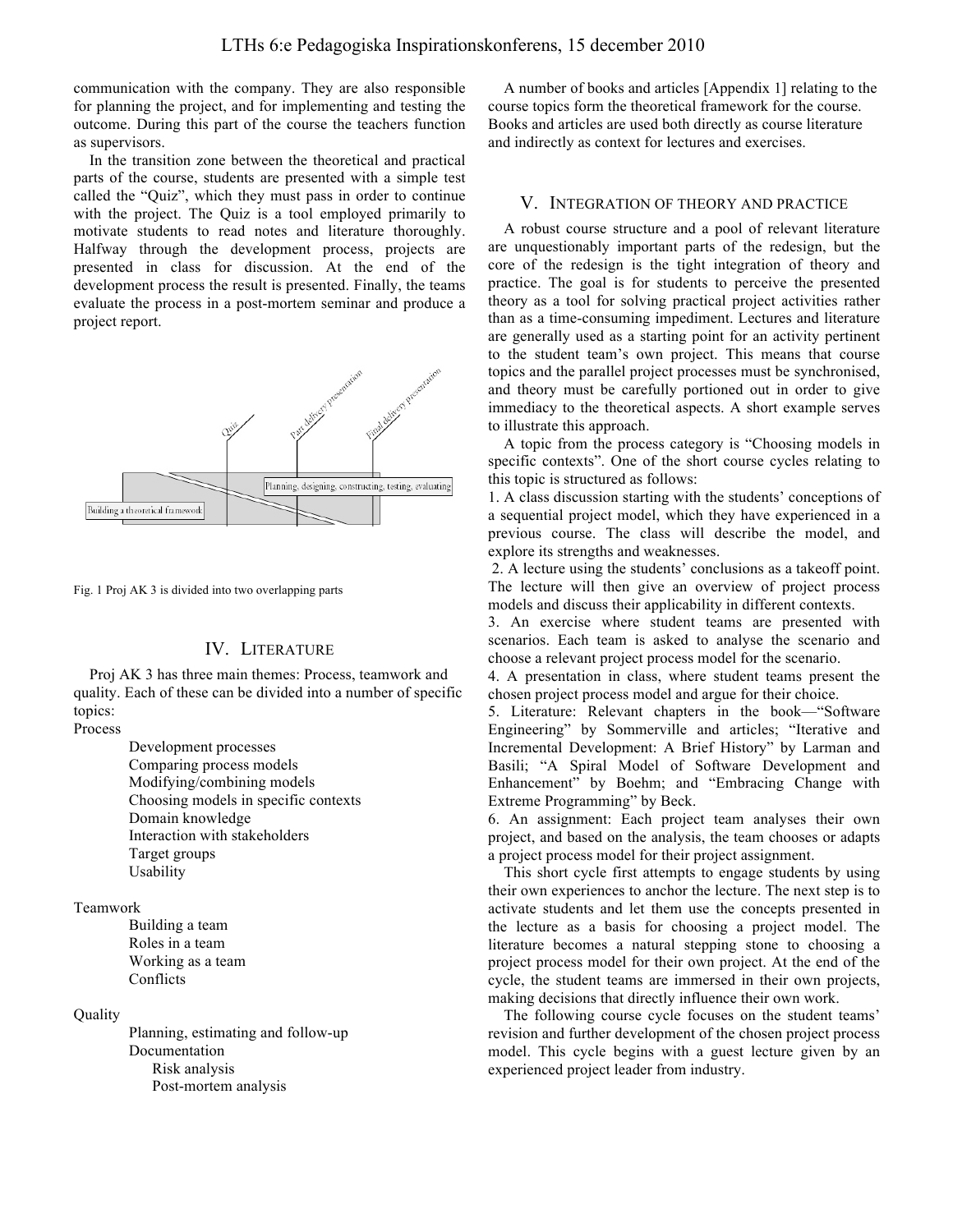communication with the company. They are also responsible for planning the project, and for implementing and testing the outcome. During this part of the course the teachers function as supervisors.

In the transition zone between the theoretical and practical parts of the course, students are presented with a simple test called the "Quiz", which they must pass in order to continue with the project. The Quiz is a tool employed primarily to motivate students to read notes and literature thoroughly. Halfway through the development process, projects are presented in class for discussion. At the end of the development process the result is presented. Finally, the teams evaluate the process in a post-mortem seminar and produce a project report.

Quiz | Part delivery presentation | Final delivery presentation

Planning, designing, constructing, testing, evaluating

Building a theoretical framework

Fig. 1 Proj AK 3 is divided into two overlapping parts

## IV. Literature

Proj AK 3 has three main themes: Process, teamwork and quality. Each of these can be divided into a number of specific topics:

Process
- Development processes
- Comparing process models
- Modifying/combining models
- Choosing models in specific contexts
- Domain knowledge
- Interaction with stakeholders
- Target groups
- Usability

Teamwork
- Building a team
- Roles in a team
- Working as a team
- Conflicts

Quality
- Planning, estimating and follow-up
- Documentation
  - Risk analysis
  - Post-mortem analysis

A number of books and articles [Appendix 1] relating to the course topics form the theoretical framework for the course. Books and articles are used both directly as course literature and indirectly as context for lectures and exercises.

## V. Integration of Theory and Practice

A robust course structure and a pool of relevant literature are unquestionably important parts of the redesign, but the core of the redesign is the tight integration of theory and practice. The goal is for students to perceive the presented theory as a tool for solving practical project activities rather than as a time-consuming impediment. Lectures and literature are generally used as a starting point for an activity pertinent to the student team's own project. This means that course topics and the parallel project processes must be synchronised, and theory must be carefully portioned out in order to give immediacy to the theoretical aspects. A short example serves to illustrate this approach.

A topic from the process category is "Choosing models in specific contexts". One of the short course cycles relating to this topic is structured as follows:

1. A class discussion starting with the students' conceptions of a sequential project model, which they have experienced in a previous course. The class will describe the model, and explore its strengths and weaknesses.
2. A lecture using the students' conclusions as a takeoff point. The lecture will then give an overview of project process models and discuss their applicability in different contexts.
3. An exercise where student teams are presented with scenarios. Each team is asked to analyse the scenario and choose a relevant project process model for the scenario.
4. A presentation in class, where student teams present the chosen project process model and argue for their choice.
5. Literature: Relevant chapters in the book—"Software Engineering" by Sommerville and articles; "Iterative and Incremental Development: A Brief History" by Larman and Basili; "A Spiral Model of Software Development and Enhancement" by Boehm; and "Embracing Change with Extreme Programming" by Beck.
6. An assignment: Each project team analyses their own project, and based on the analysis, the team chooses or adapts a project process model for their project assignment.

This short cycle first attempts to engage students by using their own experiences to anchor the lecture. The next step is to activate students and let them use the concepts presented in the lecture as a basis for choosing a project model. The literature becomes a natural stepping stone to choosing a project process model for their own project. At the end of the cycle, the student teams are immersed in their own projects, making decisions that directly influence their own work.

The following course cycle focuses on the student teams' revision and further development of the chosen project process model. This cycle begins with a guest lecture given by an experienced project leader from industry.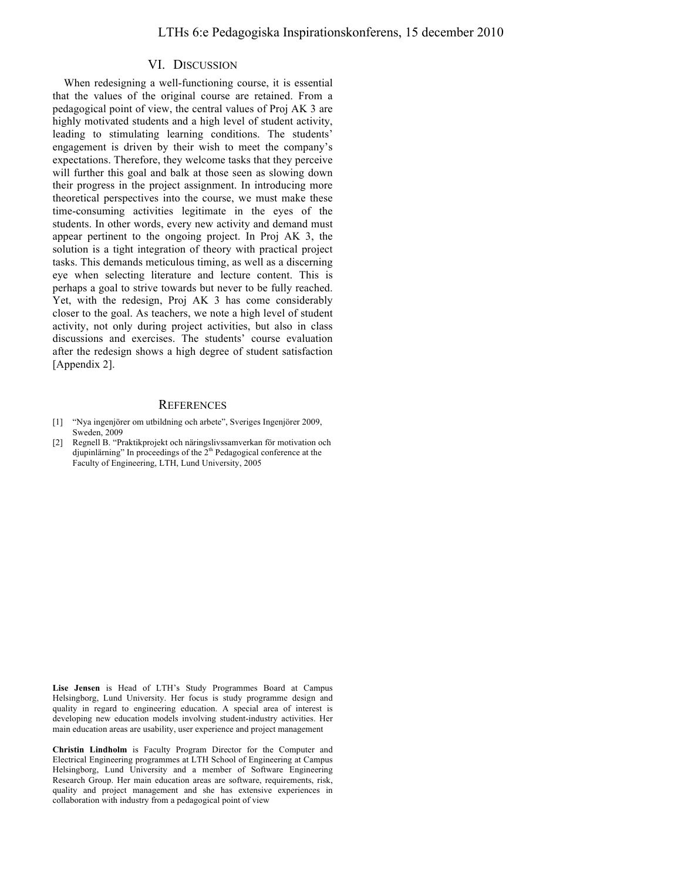## VI. Discussion

When redesigning a well-functioning course, it is essential that the values of the original course are retained. From a pedagogical point of view, the central values of Proj AK 3 are highly motivated students and a high level of student activity, leading to stimulating learning conditions. The students' engagement is driven by their wish to meet the company's expectations. Therefore, they welcome tasks that they perceive will further this goal and balk at those seen as slowing down their progress in the project assignment. In introducing more theoretical perspectives into the course, we must make these time-consuming activities legitimate in the eyes of the students. In other words, every new activity and demand must appear pertinent to the ongoing project. In Proj AK 3, the solution is a tight integration of theory with practical project tasks. This demands meticulous timing, as well as a discerning eye when selecting literature and lecture content. This is perhaps a goal to strive towards but never to be fully reached. Yet, with the redesign, Proj AK 3 has come considerably closer to the goal. As teachers, we note a high level of student activity, not only during project activities, but also in class discussions and exercises. The students' course evaluation after the redesign shows a high degree of student satisfaction [Appendix 2].

## References

[1] "Nya ingenjörer om utbildning och arbete", Sveriges Ingenjörer 2009, Sweden, 2009

[2] Regnell B. "Praktikprojekt och näringslivssamverkan för motivation och djupinlärning" In proceedings of the 2th Pedagogical conference at the Faculty of Engineering, LTH, Lund University, 2005

**Lise Jensen** is Head of LTH's Study Programmes Board at Campus Helsingborg, Lund University. Her focus is study programme design and quality in regard to engineering education. A special area of interest is developing new education models involving student-industry activities. Her main education areas are usability, user experience and project management

**Christin Lindholm** is Faculty Program Director for the Computer and Electrical Engineering programmes at LTH School of Engineering at Campus Helsingborg, Lund University and a member of Software Engineering Research Group. Her main education areas are software, requirements, risk, quality and project management and she has extensive experiences in collaboration with industry from a pedagogical point of view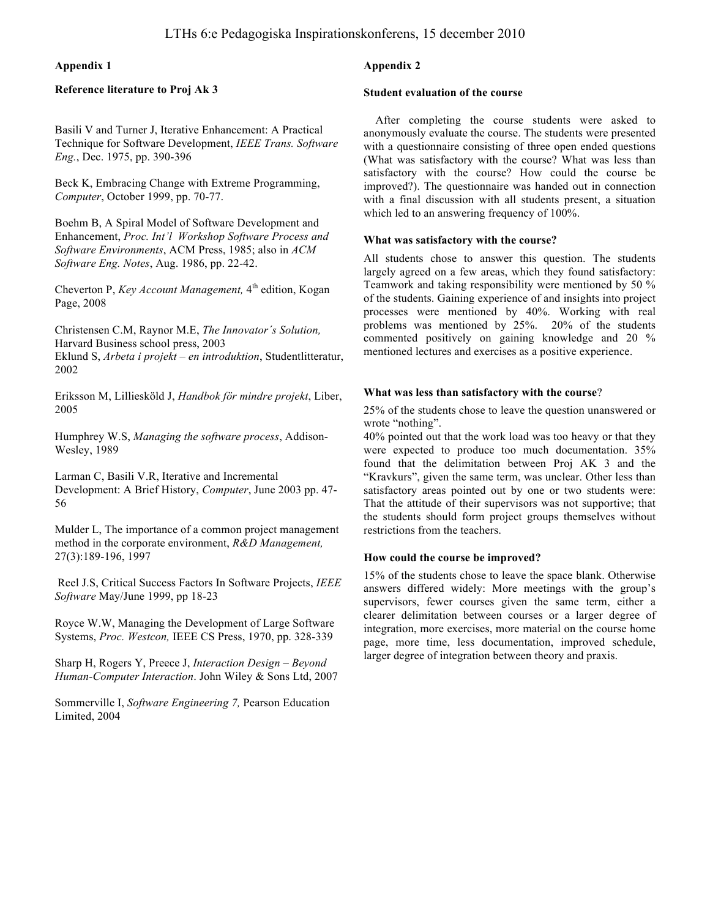## Appendix 1

### Reference literature to Proj Ak 3

Basili V and Turner J, Iterative Enhancement: A Practical Technique for Software Development, *IEEE Trans. Software Eng.*, Dec. 1975, pp. 390-396

Beck K, Embracing Change with Extreme Programming, *Computer*, October 1999, pp. 70-77.

Boehm B, A Spiral Model of Software Development and Enhancement, *Proc. Int'l Workshop Software Process and Software Environments*, ACM Press, 1985; also in *ACM Software Eng. Notes*, Aug. 1986, pp. 22-42.

Cheverton P, *Key Account Management,* 4th edition, Kogan Page, 2008

Christensen C.M, Raynor M.E, *The Innovator´s Solution,* Harvard Business school press, 2003

Eklund S, *Arbeta i projekt – en introduktion*, Studentlitteratur, 2002

Eriksson M, Lilliesköld J, *Handbok för mindre projekt*, Liber, 2005

Humphrey W.S, *Managing the software process*, Addison-Wesley, 1989

Larman C, Basili V.R, Iterative and Incremental Development: A Brief History, *Computer*, June 2003 pp. 47-56

Mulder L, The importance of a common project management method in the corporate environment, *R&D Management,* 27(3):189-196, 1997

Reel J.S, Critical Success Factors In Software Projects, *IEEE Software* May/June 1999, pp 18-23

Royce W.W, Managing the Development of Large Software Systems, *Proc. Westcon,* IEEE CS Press, 1970, pp. 328-339

Sharp H, Rogers Y, Preece J, *Interaction Design – Beyond Human-Computer Interaction*. John Wiley & Sons Ltd, 2007

Sommerville I, *Software Engineering 7,* Pearson Education Limited, 2004

## Appendix 2

### Student evaluation of the course

After completing the course students were asked to anonymously evaluate the course. The students were presented with a questionnaire consisting of three open ended questions (What was satisfactory with the course? What was less than satisfactory with the course? How could the course be improved?). The questionnaire was handed out in connection with a final discussion with all students present, a situation which led to an answering frequency of 100%.

**What was satisfactory with the course?**

All students chose to answer this question. The students largely agreed on a few areas, which they found satisfactory: Teamwork and taking responsibility were mentioned by 50 % of the students. Gaining experience of and insights into project processes were mentioned by 40%. Working with real problems was mentioned by 25%. 20% of the students commented positively on gaining knowledge and 20 % mentioned lectures and exercises as a positive experience.

**What was less than satisfactory with the course?**

25% of the students chose to leave the question unanswered or wrote "nothing".

40% pointed out that the work load was too heavy or that they were expected to produce too much documentation. 35% found that the delimitation between Proj AK 3 and the "Kravkurs", given the same term, was unclear. Other less than satisfactory areas pointed out by one or two students were: That the attitude of their supervisors was not supportive; that the students should form project groups themselves without restrictions from the teachers.

**How could the course be improved?**

15% of the students chose to leave the space blank. Otherwise answers differed widely: More meetings with the group's supervisors, fewer courses given the same term, either a clearer delimitation between courses or a larger degree of integration, more exercises, more material on the course home page, more time, less documentation, improved schedule, larger degree of integration between theory and praxis.